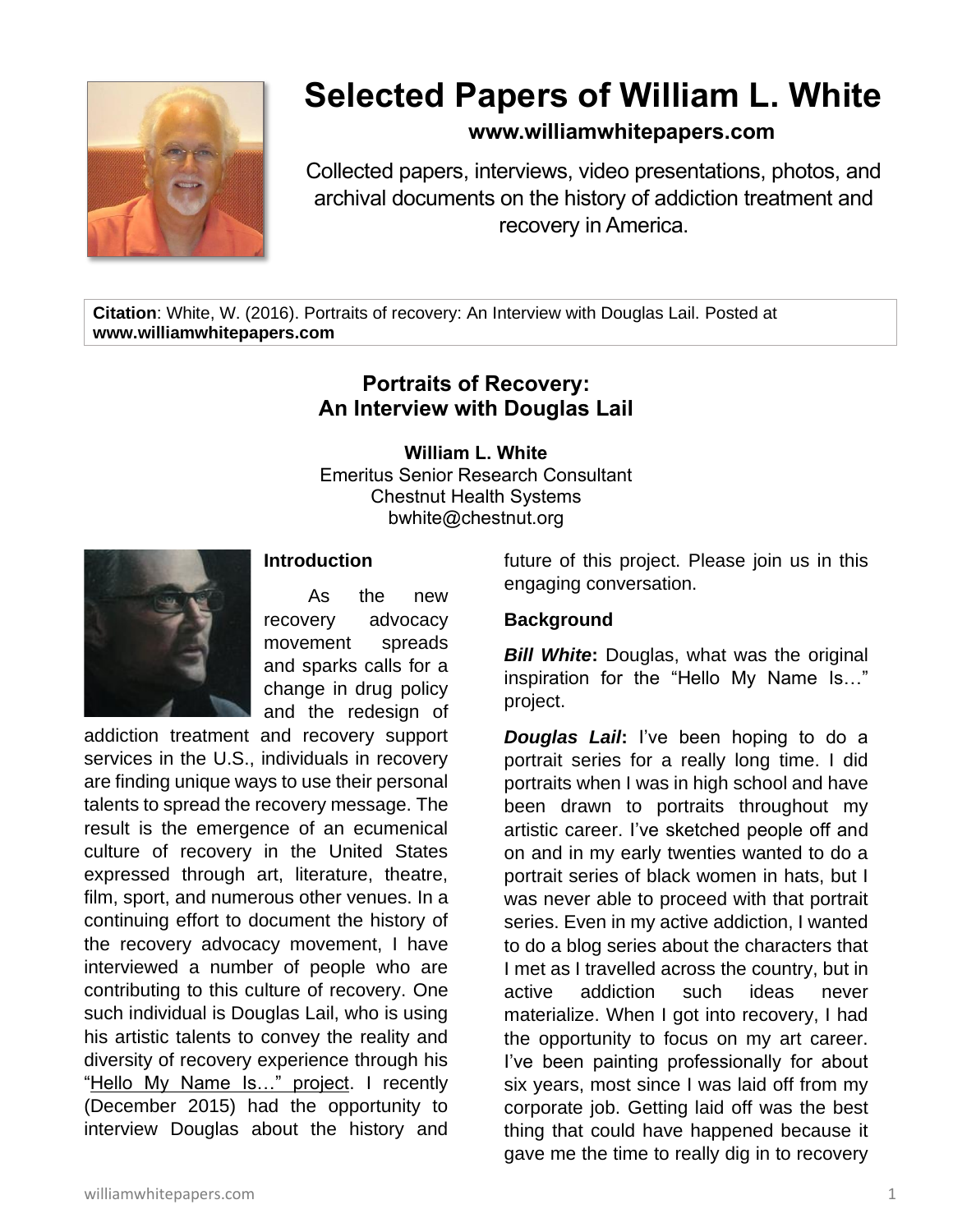# Selected Papers of William L. White

**www.williamwhitepapers.com**

Collected papers, interviews, video presentations, photos, and archival documents on the history of addiction treatment and recovery in America.

**Citation**: White, W. (2016). Portraits of recovery: An Interview with Douglas Lail. Posted at **www.williamwhitepapers.com**

## Portraits of Recovery: An Interview with Douglas Lail

**William L. White**
Emeritus Senior Research Consultant
Chestnut Health Systems
bwhite@chestnut.org

### Introduction

As the new recovery advocacy movement spreads and sparks calls for a change in drug policy and the redesign of addiction treatment and recovery support services in the U.S., individuals in recovery are finding unique ways to use their personal talents to spread the recovery message. The result is the emergence of an ecumenical culture of recovery in the United States expressed through art, literature, theatre, film, sport, and numerous other venues. In a continuing effort to document the history of the recovery advocacy movement, I have interviewed a number of people who are contributing to this culture of recovery. One such individual is Douglas Lail, who is using his artistic talents to convey the reality and diversity of recovery experience through his "Hello My Name Is…" project. I recently (December 2015) had the opportunity to interview Douglas about the history and future of this project. Please join us in this engaging conversation.

### Background

***Bill White*:** Douglas, what was the original inspiration for the "Hello My Name Is…" project.

***Douglas Lail*:** I've been hoping to do a portrait series for a really long time. I did portraits when I was in high school and have been drawn to portraits throughout my artistic career. I've sketched people off and on and in my early twenties wanted to do a portrait series of black women in hats, but I was never able to proceed with that portrait series. Even in my active addiction, I wanted to do a blog series about the characters that I met as I travelled across the country, but in active addiction such ideas never materialize. When I got into recovery, I had the opportunity to focus on my art career. I've been painting professionally for about six years, most since I was laid off from my corporate job. Getting laid off was the best thing that could have happened because it gave me the time to really dig in to recovery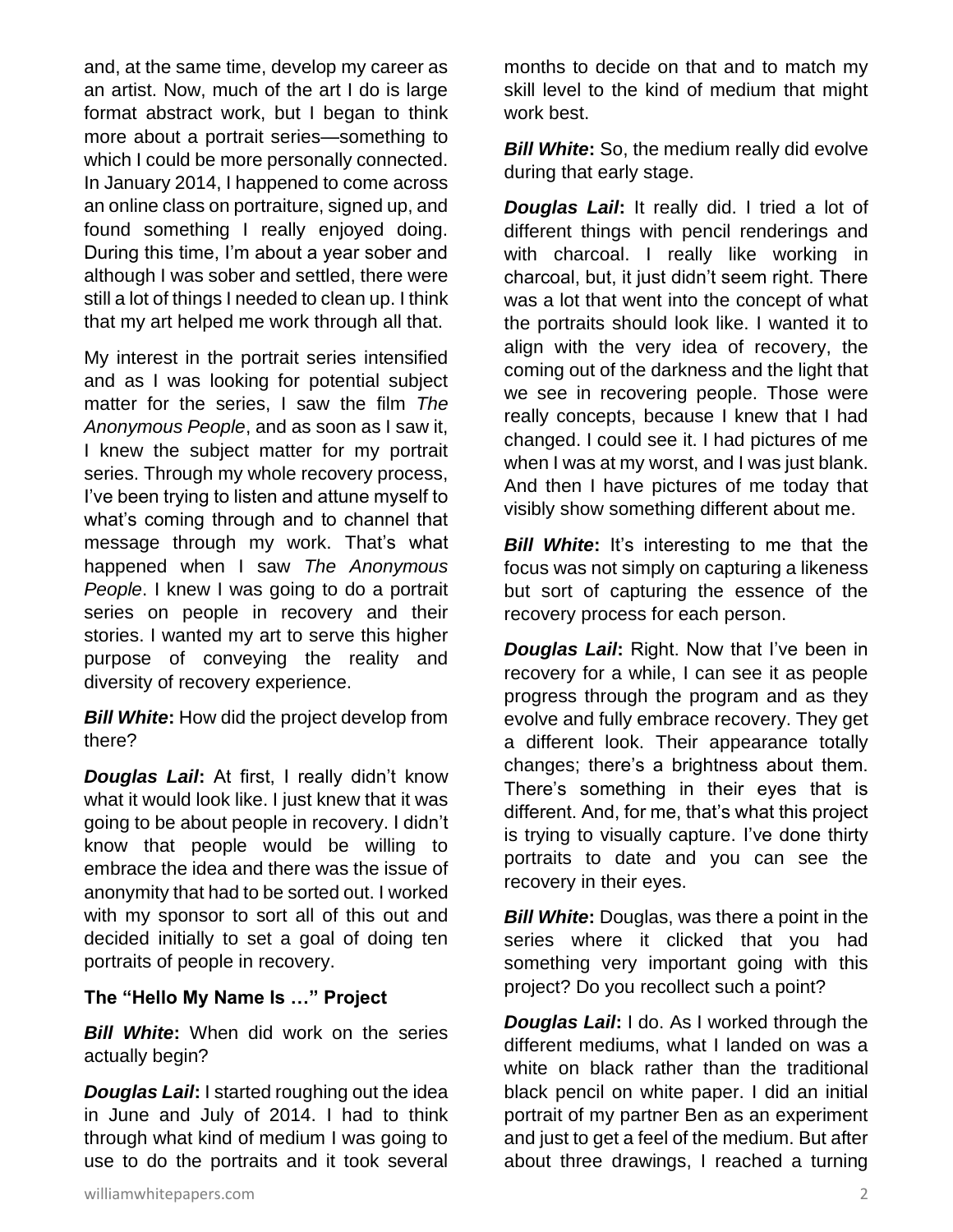and, at the same time, develop my career as an artist. Now, much of the art I do is large format abstract work, but I began to think more about a portrait series—something to which I could be more personally connected. In January 2014, I happened to come across an online class on portraiture, signed up, and found something I really enjoyed doing. During this time, I'm about a year sober and although I was sober and settled, there were still a lot of things I needed to clean up. I think that my art helped me work through all that.

My interest in the portrait series intensified and as I was looking for potential subject matter for the series, I saw the film *The Anonymous People*, and as soon as I saw it, I knew the subject matter for my portrait series. Through my whole recovery process, I've been trying to listen and attune myself to what's coming through and to channel that message through my work. That's what happened when I saw *The Anonymous People*. I knew I was going to do a portrait series on people in recovery and their stories. I wanted my art to serve this higher purpose of conveying the reality and diversity of recovery experience.

***Bill White*:** How did the project develop from there?

***Douglas Lail*:** At first, I really didn't know what it would look like. I just knew that it was going to be about people in recovery. I didn't know that people would be willing to embrace the idea and there was the issue of anonymity that had to be sorted out. I worked with my sponsor to sort all of this out and decided initially to set a goal of doing ten portraits of people in recovery.

### The "Hello My Name Is …" Project

***Bill White*:** When did work on the series actually begin?

***Douglas Lail*:** I started roughing out the idea in June and July of 2014. I had to think through what kind of medium I was going to use to do the portraits and it took several months to decide on that and to match my skill level to the kind of medium that might work best.

***Bill White*:** So, the medium really did evolve during that early stage.

***Douglas Lail*:** It really did. I tried a lot of different things with pencil renderings and with charcoal. I really like working in charcoal, but, it just didn't seem right. There was a lot that went into the concept of what the portraits should look like. I wanted it to align with the very idea of recovery, the coming out of the darkness and the light that we see in recovering people. Those were really concepts, because I knew that I had changed. I could see it. I had pictures of me when I was at my worst, and I was just blank. And then I have pictures of me today that visibly show something different about me.

***Bill White*:** It's interesting to me that the focus was not simply on capturing a likeness but sort of capturing the essence of the recovery process for each person.

***Douglas Lail*:** Right. Now that I've been in recovery for a while, I can see it as people progress through the program and as they evolve and fully embrace recovery. They get a different look. Their appearance totally changes; there's a brightness about them. There's something in their eyes that is different. And, for me, that's what this project is trying to visually capture. I've done thirty portraits to date and you can see the recovery in their eyes.

***Bill White*:** Douglas, was there a point in the series where it clicked that you had something very important going with this project? Do you recollect such a point?

***Douglas Lail*:** I do. As I worked through the different mediums, what I landed on was a white on black rather than the traditional black pencil on white paper. I did an initial portrait of my partner Ben as an experiment and just to get a feel of the medium. But after about three drawings, I reached a turning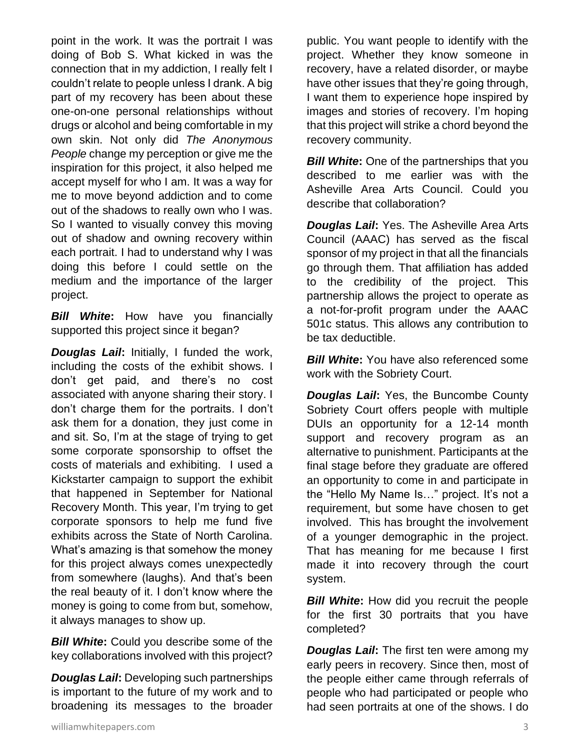point in the work. It was the portrait I was doing of Bob S. What kicked in was the connection that in my addiction, I really felt I couldn't relate to people unless I drank. A big part of my recovery has been about these one-on-one personal relationships without drugs or alcohol and being comfortable in my own skin. Not only did *The Anonymous People* change my perception or give me the inspiration for this project, it also helped me accept myself for who I am. It was a way for me to move beyond addiction and to come out of the shadows to really own who I was. So I wanted to visually convey this moving out of shadow and owning recovery within each portrait. I had to understand why I was doing this before I could settle on the medium and the importance of the larger project.

***Bill White*:** How have you financially supported this project since it began?

***Douglas Lail*:** Initially, I funded the work, including the costs of the exhibit shows. I don't get paid, and there's no cost associated with anyone sharing their story. I don't charge them for the portraits. I don't ask them for a donation, they just come in and sit. So, I'm at the stage of trying to get some corporate sponsorship to offset the costs of materials and exhibiting. I used a Kickstarter campaign to support the exhibit that happened in September for National Recovery Month. This year, I'm trying to get corporate sponsors to help me fund five exhibits across the State of North Carolina. What's amazing is that somehow the money for this project always comes unexpectedly from somewhere (laughs). And that's been the real beauty of it. I don't know where the money is going to come from but, somehow, it always manages to show up.

***Bill White*:** Could you describe some of the key collaborations involved with this project?

***Douglas Lail*:** Developing such partnerships is important to the future of my work and to broadening its messages to the broader public. You want people to identify with the project. Whether they know someone in recovery, have a related disorder, or maybe have other issues that they're going through, I want them to experience hope inspired by images and stories of recovery. I'm hoping that this project will strike a chord beyond the recovery community.

***Bill White*:** One of the partnerships that you described to me earlier was with the Asheville Area Arts Council. Could you describe that collaboration?

***Douglas Lail*:** Yes. The Asheville Area Arts Council (AAAC) has served as the fiscal sponsor of my project in that all the financials go through them. That affiliation has added to the credibility of the project. This partnership allows the project to operate as a not-for-profit program under the AAAC 501c status. This allows any contribution to be tax deductible.

***Bill White*:** You have also referenced some work with the Sobriety Court.

***Douglas Lail*:** Yes, the Buncombe County Sobriety Court offers people with multiple DUIs an opportunity for a 12-14 month support and recovery program as an alternative to punishment. Participants at the final stage before they graduate are offered an opportunity to come in and participate in the "Hello My Name Is…" project. It's not a requirement, but some have chosen to get involved. This has brought the involvement of a younger demographic in the project. That has meaning for me because I first made it into recovery through the court system.

***Bill White*:** How did you recruit the people for the first 30 portraits that you have completed?

***Douglas Lail*:** The first ten were among my early peers in recovery. Since then, most of the people either came through referrals of people who had participated or people who had seen portraits at one of the shows. I do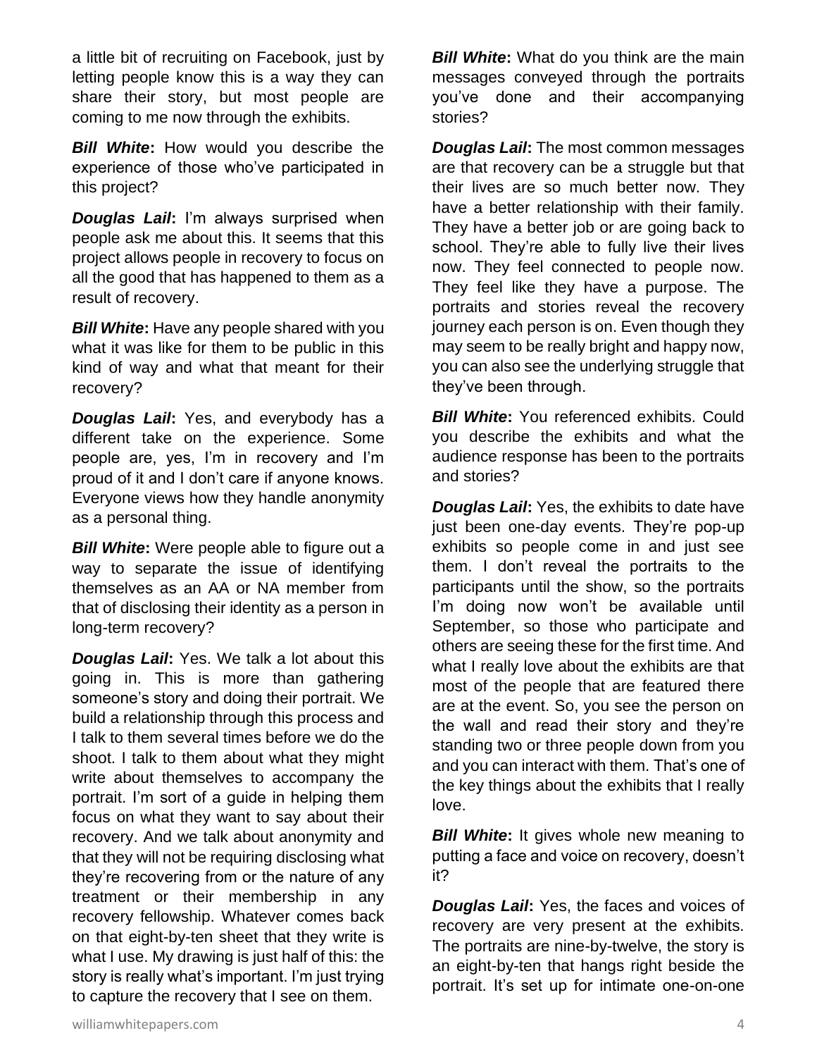a little bit of recruiting on Facebook, just by letting people know this is a way they can share their story, but most people are coming to me now through the exhibits.

***Bill White*:** How would you describe the experience of those who've participated in this project?

***Douglas Lail*:** I'm always surprised when people ask me about this. It seems that this project allows people in recovery to focus on all the good that has happened to them as a result of recovery.

***Bill White*:** Have any people shared with you what it was like for them to be public in this kind of way and what that meant for their recovery?

***Douglas Lail*:** Yes, and everybody has a different take on the experience. Some people are, yes, I'm in recovery and I'm proud of it and I don't care if anyone knows. Everyone views how they handle anonymity as a personal thing.

***Bill White*:** Were people able to figure out a way to separate the issue of identifying themselves as an AA or NA member from that of disclosing their identity as a person in long-term recovery?

***Douglas Lail*:** Yes. We talk a lot about this going in. This is more than gathering someone's story and doing their portrait. We build a relationship through this process and I talk to them several times before we do the shoot. I talk to them about what they might write about themselves to accompany the portrait. I'm sort of a guide in helping them focus on what they want to say about their recovery. And we talk about anonymity and that they will not be requiring disclosing what they're recovering from or the nature of any treatment or their membership in any recovery fellowship. Whatever comes back on that eight-by-ten sheet that they write is what I use. My drawing is just half of this: the story is really what's important. I'm just trying to capture the recovery that I see on them.

***Bill White*:** What do you think are the main messages conveyed through the portraits you've done and their accompanying stories?

***Douglas Lail*:** The most common messages are that recovery can be a struggle but that their lives are so much better now. They have a better relationship with their family. They have a better job or are going back to school. They're able to fully live their lives now. They feel connected to people now. They feel like they have a purpose. The portraits and stories reveal the recovery journey each person is on. Even though they may seem to be really bright and happy now, you can also see the underlying struggle that they've been through.

***Bill White*:** You referenced exhibits. Could you describe the exhibits and what the audience response has been to the portraits and stories?

***Douglas Lail*:** Yes, the exhibits to date have just been one-day events. They're pop-up exhibits so people come in and just see them. I don't reveal the portraits to the participants until the show, so the portraits I'm doing now won't be available until September, so those who participate and others are seeing these for the first time. And what I really love about the exhibits are that most of the people that are featured there are at the event. So, you see the person on the wall and read their story and they're standing two or three people down from you and you can interact with them. That's one of the key things about the exhibits that I really love.

***Bill White*:** It gives whole new meaning to putting a face and voice on recovery, doesn't it?

***Douglas Lail*:** Yes, the faces and voices of recovery are very present at the exhibits. The portraits are nine-by-twelve, the story is an eight-by-ten that hangs right beside the portrait. It's set up for intimate one-on-one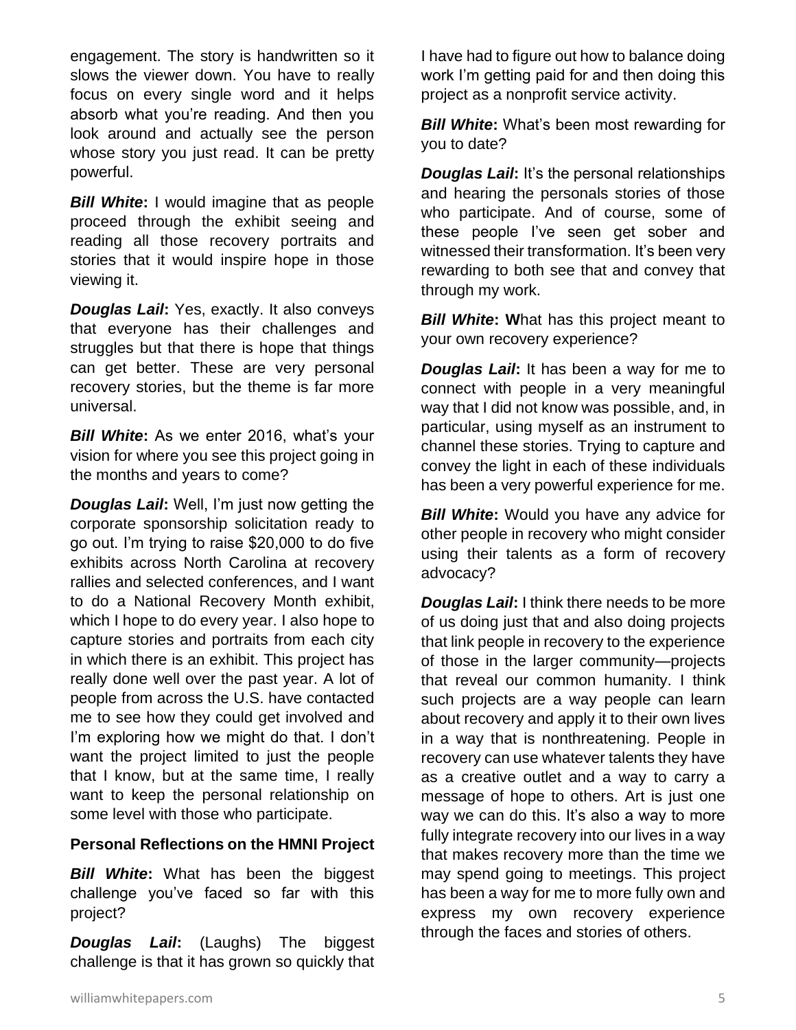engagement. The story is handwritten so it slows the viewer down. You have to really focus on every single word and it helps absorb what you're reading. And then you look around and actually see the person whose story you just read. It can be pretty powerful.

***Bill White*:** I would imagine that as people proceed through the exhibit seeing and reading all those recovery portraits and stories that it would inspire hope in those viewing it.

***Douglas Lail*:** Yes, exactly. It also conveys that everyone has their challenges and struggles but that there is hope that things can get better. These are very personal recovery stories, but the theme is far more universal.

***Bill White*:** As we enter 2016, what's your vision for where you see this project going in the months and years to come?

***Douglas Lail*:** Well, I'm just now getting the corporate sponsorship solicitation ready to go out. I'm trying to raise $20,000 to do five exhibits across North Carolina at recovery rallies and selected conferences, and I want to do a National Recovery Month exhibit, which I hope to do every year. I also hope to capture stories and portraits from each city in which there is an exhibit. This project has really done well over the past year. A lot of people from across the U.S. have contacted me to see how they could get involved and I'm exploring how we might do that. I don't want the project limited to just the people that I know, but at the same time, I really want to keep the personal relationship on some level with those who participate.

**Personal Reflections on the HMNI Project**

***Bill White*:** What has been the biggest challenge you've faced so far with this project?

***Douglas Lail*:** (Laughs) The biggest challenge is that it has grown so quickly that I have had to figure out how to balance doing work I'm getting paid for and then doing this project as a nonprofit service activity.

***Bill White*:** What's been most rewarding for you to date?

***Douglas Lail*:** It's the personal relationships and hearing the personals stories of those who participate. And of course, some of these people I've seen get sober and witnessed their transformation. It's been very rewarding to both see that and convey that through my work.

***Bill White*:** **W**hat has this project meant to your own recovery experience?

***Douglas Lail*:** It has been a way for me to connect with people in a very meaningful way that I did not know was possible, and, in particular, using myself as an instrument to channel these stories. Trying to capture and convey the light in each of these individuals has been a very powerful experience for me.

***Bill White*:** Would you have any advice for other people in recovery who might consider using their talents as a form of recovery advocacy?

***Douglas Lail*:** I think there needs to be more of us doing just that and also doing projects that link people in recovery to the experience of those in the larger community—projects that reveal our common humanity. I think such projects are a way people can learn about recovery and apply it to their own lives in a way that is nonthreatening. People in recovery can use whatever talents they have as a creative outlet and a way to carry a message of hope to others. Art is just one way we can do this. It's also a way to more fully integrate recovery into our lives in a way that makes recovery more than the time we may spend going to meetings. This project has been a way for me to more fully own and express my own recovery experience through the faces and stories of others.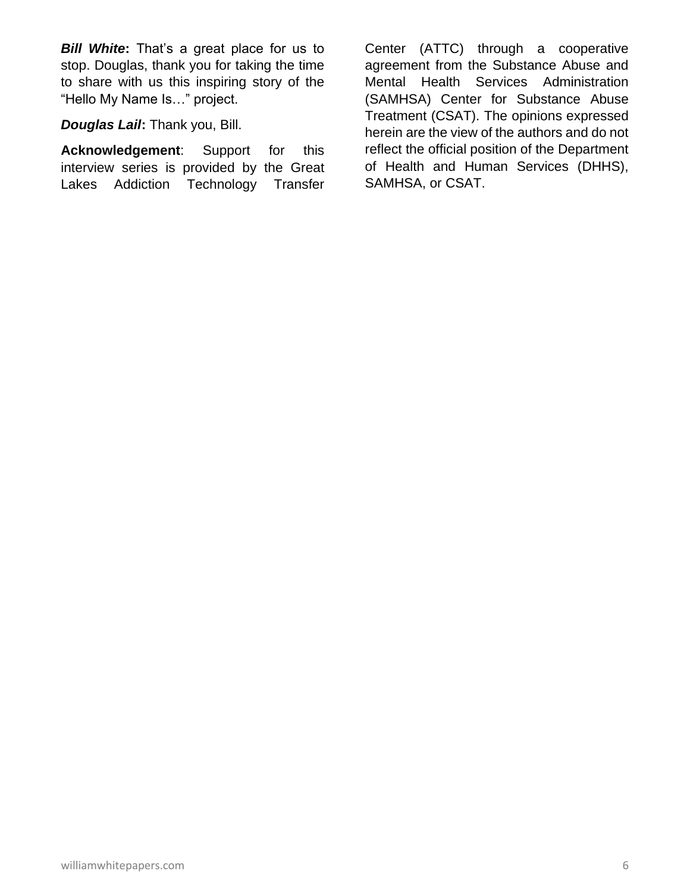***Bill White*:** That's a great place for us to stop. Douglas, thank you for taking the time to share with us this inspiring story of the "Hello My Name Is…" project.

***Douglas Lail*:** Thank you, Bill.

**Acknowledgement**: Support for this interview series is provided by the Great Lakes Addiction Technology Transfer Center (ATTC) through a cooperative agreement from the Substance Abuse and Mental Health Services Administration (SAMHSA) Center for Substance Abuse Treatment (CSAT). The opinions expressed herein are the view of the authors and do not reflect the official position of the Department of Health and Human Services (DHHS), SAMHSA, or CSAT.